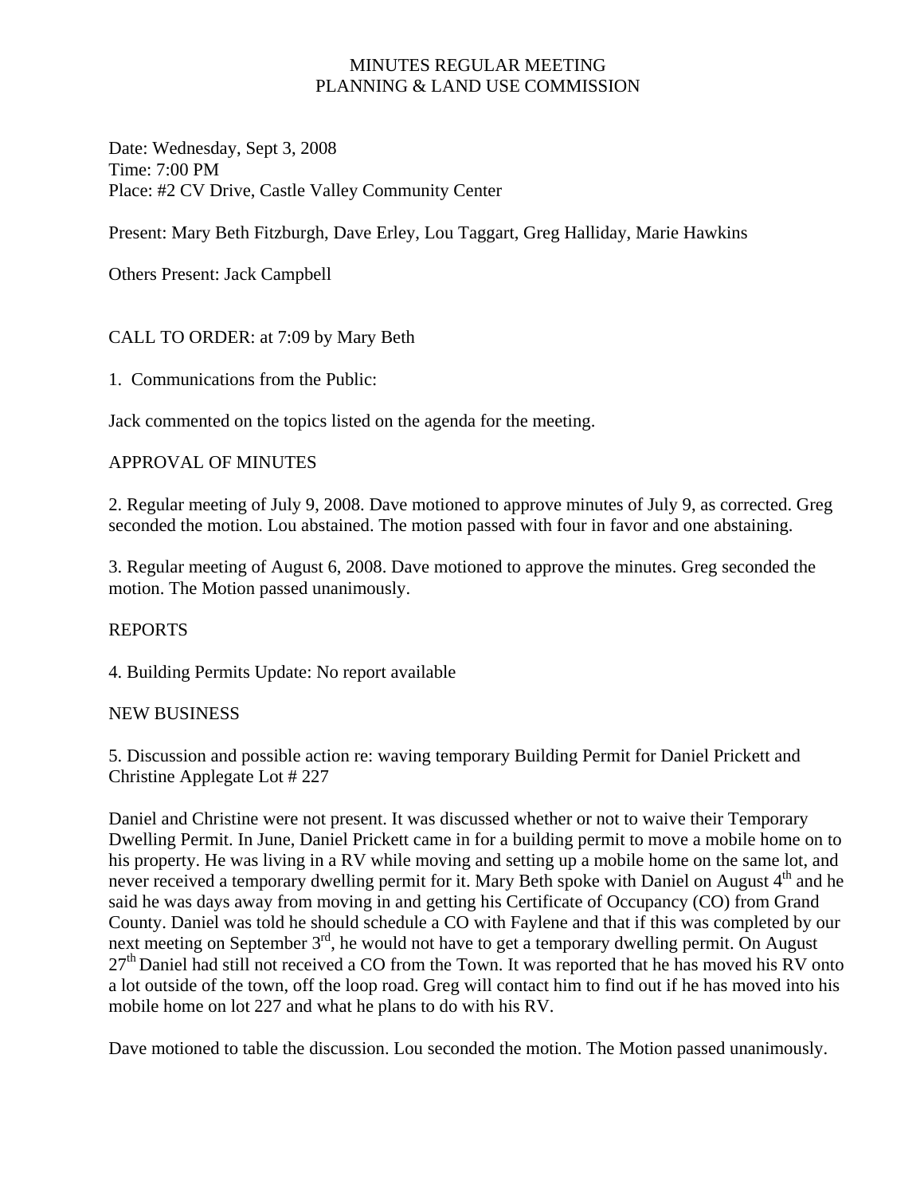# MINUTES REGULAR MEETING
# PLANNING & LAND USE COMMISSION

Date: Wednesday, Sept 3, 2008
Time: 7:00 PM
Place: #2 CV Drive, Castle Valley Community Center

Present: Mary Beth Fitzburgh, Dave Erley, Lou Taggart, Greg Halliday, Marie Hawkins

Others Present: Jack Campbell

CALL TO ORDER: at 7:09 by Mary Beth

1. Communications from the Public:

Jack commented on the topics listed on the agenda for the meeting.

## APPROVAL OF MINUTES

2. Regular meeting of July 9, 2008. Dave motioned to approve minutes of July 9, as corrected. Greg seconded the motion. Lou abstained. The motion passed with four in favor and one abstaining.

3. Regular meeting of August 6, 2008. Dave motioned to approve the minutes. Greg seconded the motion. The Motion passed unanimously.

## REPORTS

4. Building Permits Update: No report available

## NEW BUSINESS

5. Discussion and possible action re: waving temporary Building Permit for Daniel Prickett and Christine Applegate Lot # 227

Daniel and Christine were not present. It was discussed whether or not to waive their Temporary Dwelling Permit. In June, Daniel Prickett came in for a building permit to move a mobile home on to his property. He was living in a RV while moving and setting up a mobile home on the same lot, and never received a temporary dwelling permit for it. Mary Beth spoke with Daniel on August 4th and he said he was days away from moving in and getting his Certificate of Occupancy (CO) from Grand County. Daniel was told he should schedule a CO with Faylene and that if this was completed by our next meeting on September 3rd, he would not have to get a temporary dwelling permit. On August 27th Daniel had still not received a CO from the Town. It was reported that he has moved his RV onto a lot outside of the town, off the loop road. Greg will contact him to find out if he has moved into his mobile home on lot 227 and what he plans to do with his RV.

Dave motioned to table the discussion. Lou seconded the motion. The Motion passed unanimously.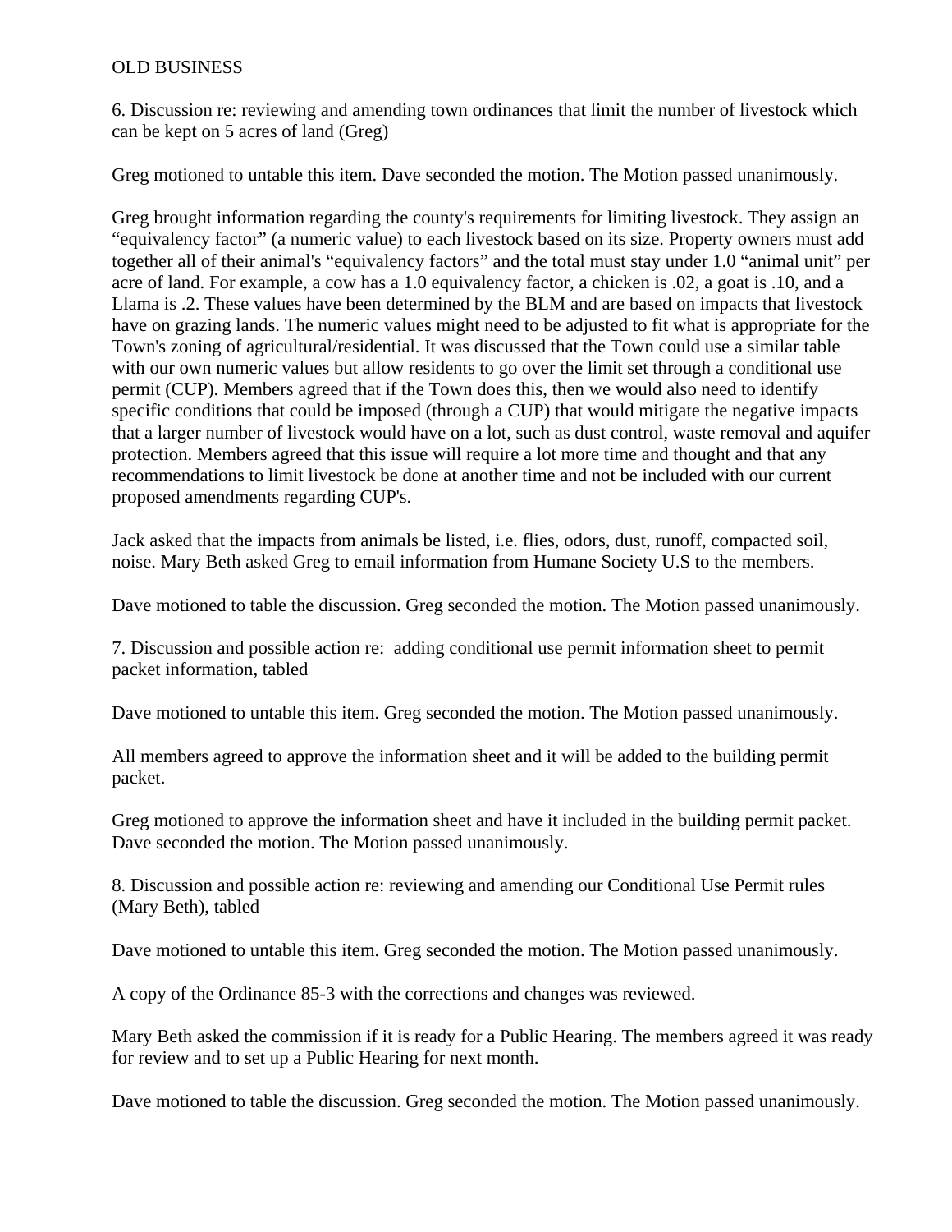OLD BUSINESS

6. Discussion re: reviewing and amending town ordinances that limit the number of livestock which can be kept on 5 acres of land (Greg)

Greg motioned to untable this item. Dave seconded the motion. The Motion passed unanimously.

Greg brought information regarding the county's requirements for limiting livestock. They assign an “equivalency factor” (a numeric value) to each livestock based on its size. Property owners must add together all of their animal's “equivalency factors” and the total must stay under 1.0 “animal unit” per acre of land. For example, a cow has a 1.0 equivalency factor, a chicken is .02, a goat is .10, and a Llama is .2. These values have been determined by the BLM and are based on impacts that livestock have on grazing lands. The numeric values might need to be adjusted to fit what is appropriate for the Town's zoning of agricultural/residential. It was discussed that the Town could use a similar table with our own numeric values but allow residents to go over the limit set through a conditional use permit (CUP). Members agreed that if the Town does this, then we would also need to identify specific conditions that could be imposed (through a CUP) that would mitigate the negative impacts that a larger number of livestock would have on a lot, such as dust control, waste removal and aquifer protection. Members agreed that this issue will require a lot more time and thought and that any recommendations to limit livestock be done at another time and not be included with our current proposed amendments regarding CUP's.

Jack asked that the impacts from animals be listed, i.e. flies, odors, dust, runoff, compacted soil, noise. Mary Beth asked Greg to email information from Humane Society U.S to the members.

Dave motioned to table the discussion. Greg seconded the motion. The Motion passed unanimously.

7. Discussion and possible action re: adding conditional use permit information sheet to permit packet information, tabled

Dave motioned to untable this item. Greg seconded the motion. The Motion passed unanimously.

All members agreed to approve the information sheet and it will be added to the building permit packet.

Greg motioned to approve the information sheet and have it included in the building permit packet. Dave seconded the motion. The Motion passed unanimously.

8. Discussion and possible action re: reviewing and amending our Conditional Use Permit rules (Mary Beth), tabled

Dave motioned to untable this item. Greg seconded the motion. The Motion passed unanimously.

A copy of the Ordinance 85-3 with the corrections and changes was reviewed.

Mary Beth asked the commission if it is ready for a Public Hearing. The members agreed it was ready for review and to set up a Public Hearing for next month.

Dave motioned to table the discussion. Greg seconded the motion. The Motion passed unanimously.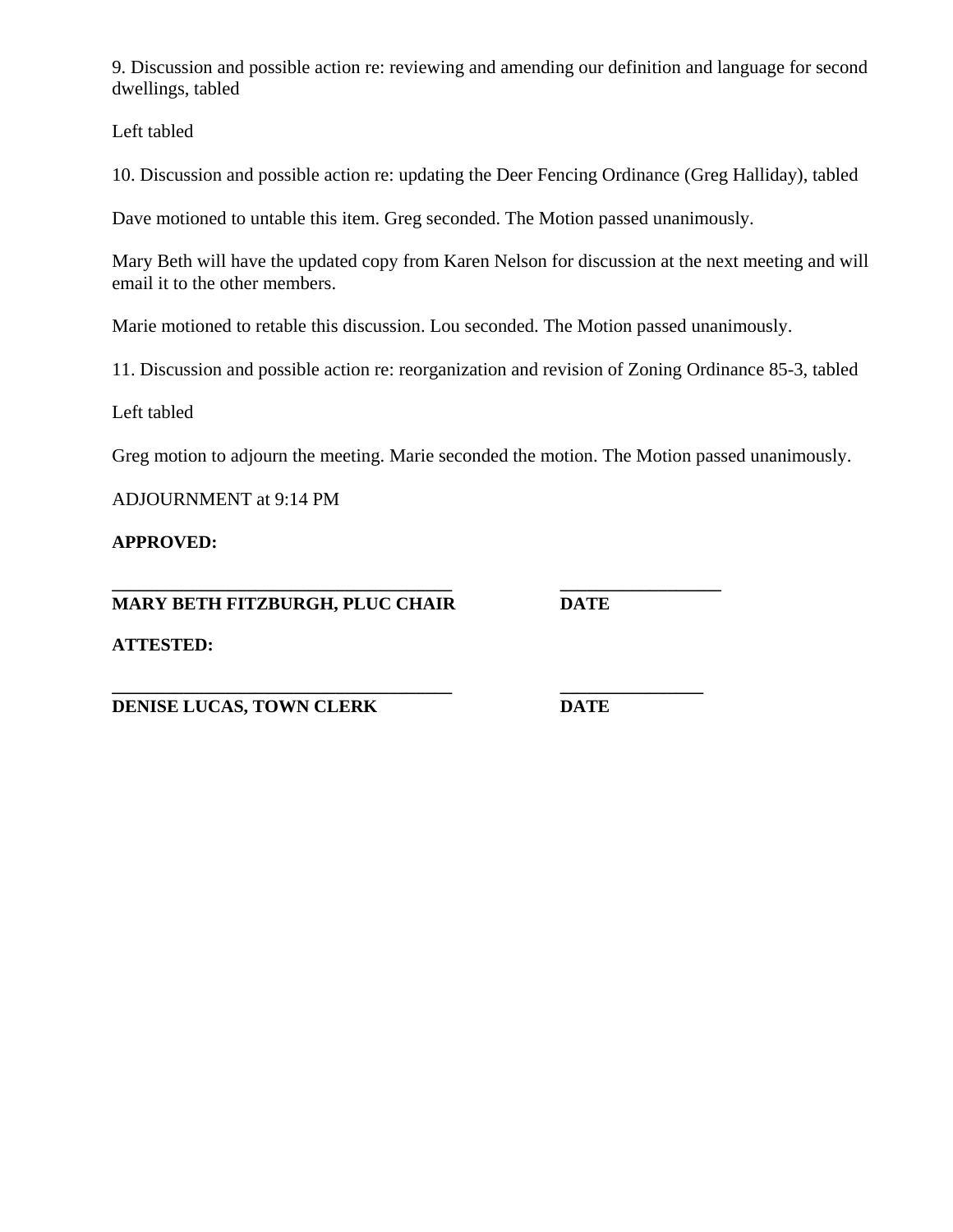9. Discussion and possible action re: reviewing and amending our definition and language for second dwellings, tabled

Left tabled

10. Discussion and possible action re: updating the Deer Fencing Ordinance (Greg Halliday), tabled

Dave motioned to untable this item. Greg seconded. The Motion passed unanimously.

Mary Beth will have the updated copy from Karen Nelson for discussion at the next meeting and will email it to the other members.

Marie motioned to retable this discussion. Lou seconded. The Motion passed unanimously.

11. Discussion and possible action re: reorganization and revision of Zoning Ordinance 85-3, tabled

Left tabled

Greg motion to adjourn the meeting. Marie seconded the motion. The Motion passed unanimously.

ADJOURNMENT at 9:14 PM

**APPROVED:**

**\_\_\_\_\_\_\_\_\_\_\_\_\_\_\_\_\_\_\_\_\_\_\_\_\_\_\_\_\_\_\_\_\_\_\_\_\_\_ \_\_\_\_\_\_\_\_\_\_\_\_\_\_\_\_\_\_**
**MARY BETH FITZBURGH, PLUC CHAIR DATE**

**ATTESTED:**

**\_\_\_\_\_\_\_\_\_\_\_\_\_\_\_\_\_\_\_\_\_\_\_\_\_\_\_\_\_\_\_\_\_\_\_\_\_\_ \_\_\_\_\_\_\_\_\_\_\_\_\_\_\_\_**
**DENISE LUCAS, TOWN CLERK DATE**